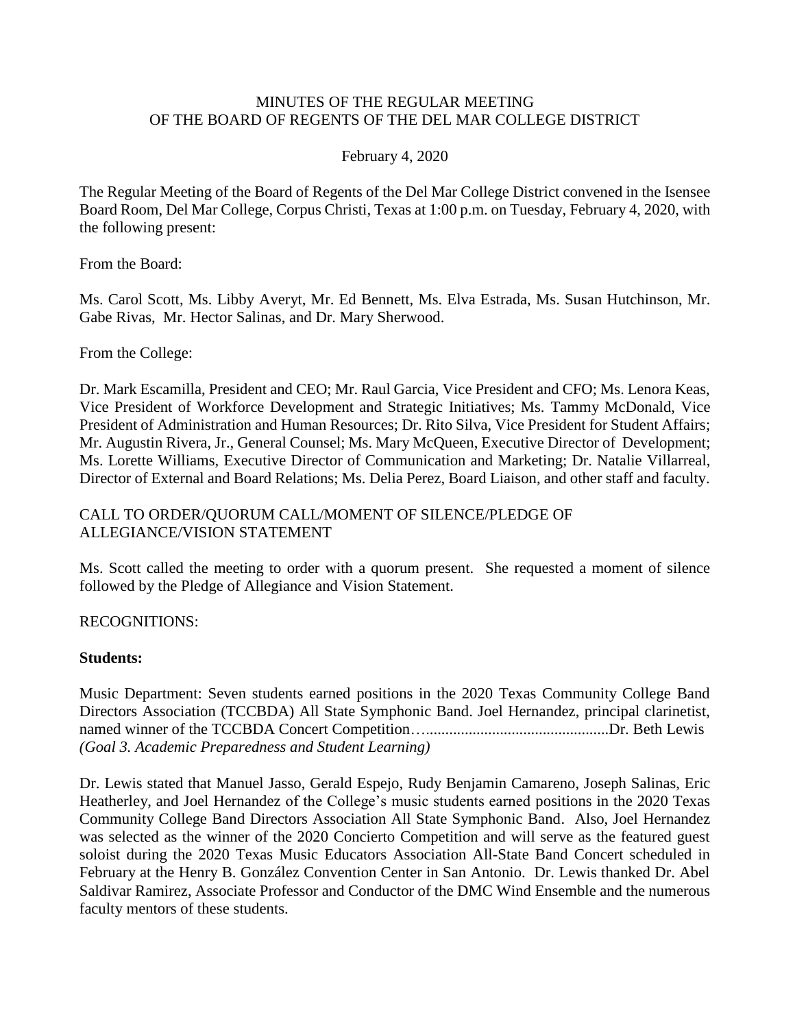# MINUTES OF THE REGULAR MEETING
# OF THE BOARD OF REGENTS OF THE DEL MAR COLLEGE DISTRICT

February 4, 2020

The Regular Meeting of the Board of Regents of the Del Mar College District convened in the Isensee Board Room, Del Mar College, Corpus Christi, Texas at 1:00 p.m. on Tuesday, February 4, 2020, with the following present:

From the Board:

Ms. Carol Scott, Ms. Libby Averyt, Mr. Ed Bennett, Ms. Elva Estrada, Ms. Susan Hutchinson, Mr. Gabe Rivas, Mr. Hector Salinas, and Dr. Mary Sherwood.

From the College:

Dr. Mark Escamilla, President and CEO; Mr. Raul Garcia, Vice President and CFO; Ms. Lenora Keas, Vice President of Workforce Development and Strategic Initiatives; Ms. Tammy McDonald, Vice President of Administration and Human Resources; Dr. Rito Silva, Vice President for Student Affairs; Mr. Augustin Rivera, Jr., General Counsel; Ms. Mary McQueen, Executive Director of Development; Ms. Lorette Williams, Executive Director of Communication and Marketing; Dr. Natalie Villarreal, Director of External and Board Relations; Ms. Delia Perez, Board Liaison, and other staff and faculty.

CALL TO ORDER/QUORUM CALL/MOMENT OF SILENCE/PLEDGE OF ALLEGIANCE/VISION STATEMENT

Ms. Scott called the meeting to order with a quorum present. She requested a moment of silence followed by the Pledge of Allegiance and Vision Statement.

RECOGNITIONS:

**Students:**

Music Department: Seven students earned positions in the 2020 Texas Community College Band Directors Association (TCCBDA) All State Symphonic Band. Joel Hernandez, principal clarinetist, named winner of the TCCBDA Concert Competition…..............................................Dr. Beth Lewis
*(Goal 3. Academic Preparedness and Student Learning)*

Dr. Lewis stated that Manuel Jasso, Gerald Espejo, Rudy Benjamin Camareno, Joseph Salinas, Eric Heatherley, and Joel Hernandez of the College's music students earned positions in the 2020 Texas Community College Band Directors Association All State Symphonic Band. Also, Joel Hernandez was selected as the winner of the 2020 Concierto Competition and will serve as the featured guest soloist during the 2020 Texas Music Educators Association All-State Band Concert scheduled in February at the Henry B. González Convention Center in San Antonio. Dr. Lewis thanked Dr. Abel Saldivar Ramirez, Associate Professor and Conductor of the DMC Wind Ensemble and the numerous faculty mentors of these students.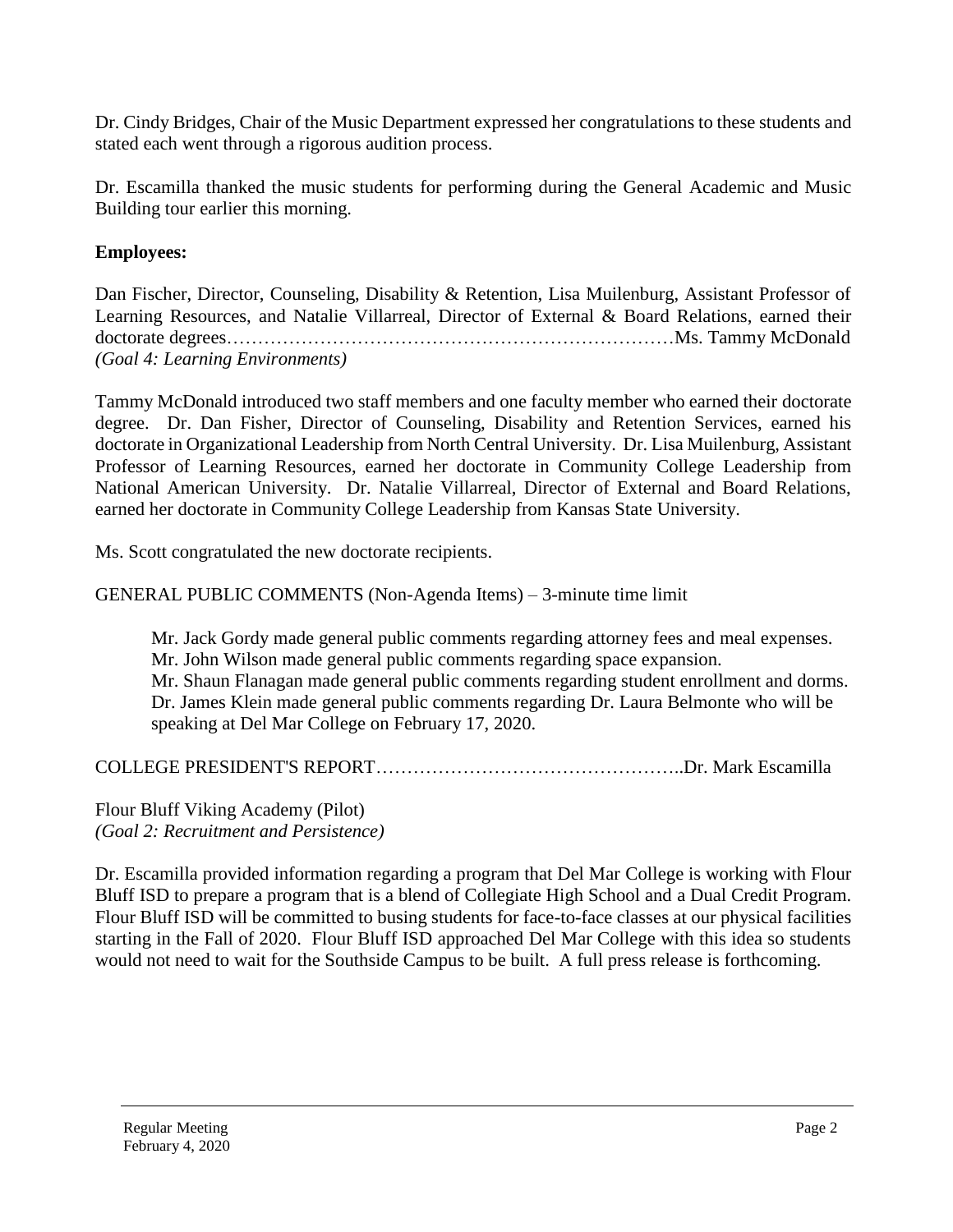Dr. Cindy Bridges, Chair of the Music Department expressed her congratulations to these students and stated each went through a rigorous audition process.

Dr. Escamilla thanked the music students for performing during the General Academic and Music Building tour earlier this morning.

**Employees:**

Dan Fischer, Director, Counseling, Disability & Retention, Lisa Muilenburg, Assistant Professor of Learning Resources, and Natalie Villarreal, Director of External & Board Relations, earned their doctorate degrees……………………………………………………………Ms. Tammy McDonald
*(Goal 4: Learning Environments)*

Tammy McDonald introduced two staff members and one faculty member who earned their doctorate degree. Dr. Dan Fisher, Director of Counseling, Disability and Retention Services, earned his doctorate in Organizational Leadership from North Central University. Dr. Lisa Muilenburg, Assistant Professor of Learning Resources, earned her doctorate in Community College Leadership from National American University. Dr. Natalie Villarreal, Director of External and Board Relations, earned her doctorate in Community College Leadership from Kansas State University.

Ms. Scott congratulated the new doctorate recipients.

GENERAL PUBLIC COMMENTS (Non-Agenda Items) – 3-minute time limit

> Mr. Jack Gordy made general public comments regarding attorney fees and meal expenses.
> Mr. John Wilson made general public comments regarding space expansion.
> Mr. Shaun Flanagan made general public comments regarding student enrollment and dorms.
> Dr. James Klein made general public comments regarding Dr. Laura Belmonte who will be speaking at Del Mar College on February 17, 2020.

COLLEGE PRESIDENT'S REPORT…………………………………………..Dr. Mark Escamilla

Flour Bluff Viking Academy (Pilot)
*(Goal 2: Recruitment and Persistence)*

Dr. Escamilla provided information regarding a program that Del Mar College is working with Flour Bluff ISD to prepare a program that is a blend of Collegiate High School and a Dual Credit Program. Flour Bluff ISD will be committed to busing students for face-to-face classes at our physical facilities starting in the Fall of 2020. Flour Bluff ISD approached Del Mar College with this idea so students would not need to wait for the Southside Campus to be built. A full press release is forthcoming.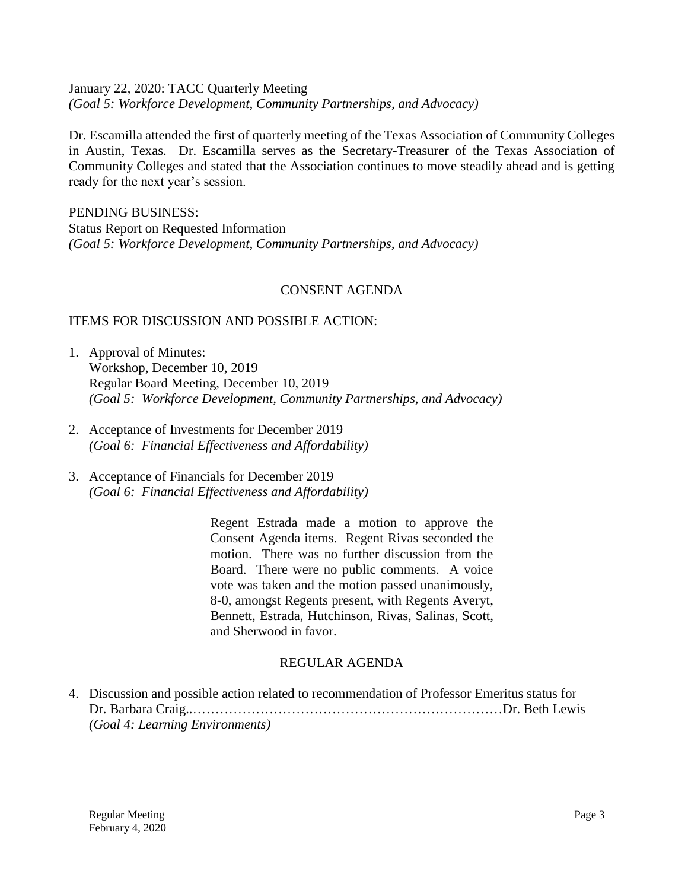January 22, 2020: TACC Quarterly Meeting
*(Goal 5: Workforce Development, Community Partnerships, and Advocacy)*

Dr. Escamilla attended the first of quarterly meeting of the Texas Association of Community Colleges in Austin, Texas. Dr. Escamilla serves as the Secretary-Treasurer of the Texas Association of Community Colleges and stated that the Association continues to move steadily ahead and is getting ready for the next year's session.

PENDING BUSINESS:
Status Report on Requested Information
*(Goal 5: Workforce Development, Community Partnerships, and Advocacy)*

## CONSENT AGENDA

ITEMS FOR DISCUSSION AND POSSIBLE ACTION:

1. Approval of Minutes:
   Workshop, December 10, 2019
   Regular Board Meeting, December 10, 2019
   *(Goal 5: Workforce Development, Community Partnerships, and Advocacy)*

2. Acceptance of Investments for December 2019
   *(Goal 6: Financial Effectiveness and Affordability)*

3. Acceptance of Financials for December 2019
   *(Goal 6: Financial Effectiveness and Affordability)*

Regent Estrada made a motion to approve the Consent Agenda items. Regent Rivas seconded the motion. There was no further discussion from the Board. There were no public comments. A voice vote was taken and the motion passed unanimously, 8-0, amongst Regents present, with Regents Averyt, Bennett, Estrada, Hutchinson, Rivas, Salinas, Scott, and Sherwood in favor.

## REGULAR AGENDA

4. Discussion and possible action related to recommendation of Professor Emeritus status for Dr. Barbara Craig..………………………………………………………… Dr. Beth Lewis
   *(Goal 4: Learning Environments)*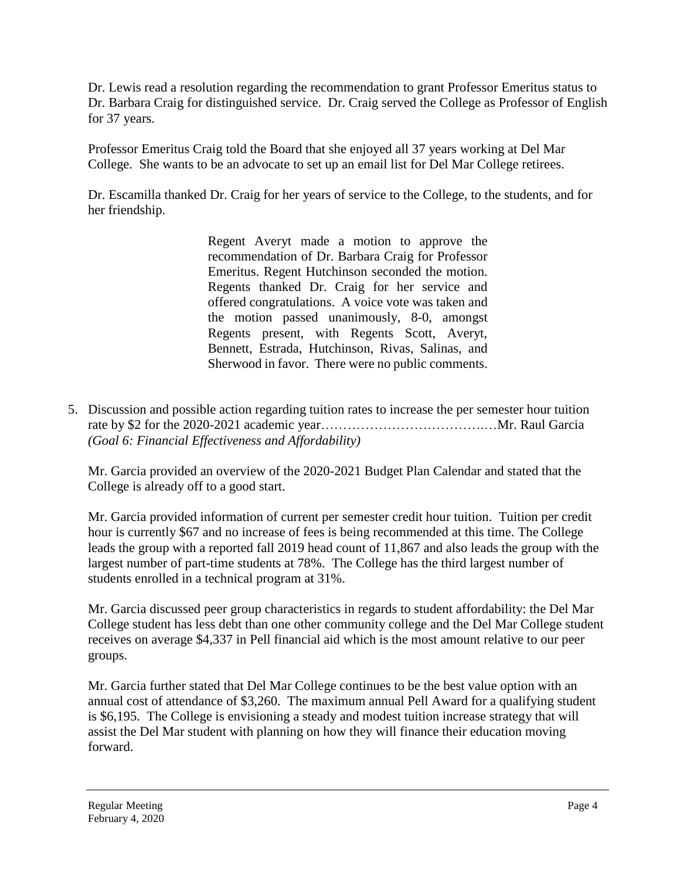Dr. Lewis read a resolution regarding the recommendation to grant Professor Emeritus status to Dr. Barbara Craig for distinguished service. Dr. Craig served the College as Professor of English for 37 years.

Professor Emeritus Craig told the Board that she enjoyed all 37 years working at Del Mar College. She wants to be an advocate to set up an email list for Del Mar College retirees.

Dr. Escamilla thanked Dr. Craig for her years of service to the College, to the students, and for her friendship.

> Regent Averyt made a motion to approve the recommendation of Dr. Barbara Craig for Professor Emeritus. Regent Hutchinson seconded the motion. Regents thanked Dr. Craig for her service and offered congratulations. A voice vote was taken and the motion passed unanimously, 8-0, amongst Regents present, with Regents Scott, Averyt, Bennett, Estrada, Hutchinson, Rivas, Salinas, and Sherwood in favor. There were no public comments.

5. Discussion and possible action regarding tuition rates to increase the per semester hour tuition rate by $2 for the 2020-2021 academic year…………………………….…Mr. Raul Garcia
*(Goal 6: Financial Effectiveness and Affordability)*

   Mr. Garcia provided an overview of the 2020-2021 Budget Plan Calendar and stated that the College is already off to a good start.

   Mr. Garcia provided information of current per semester credit hour tuition. Tuition per credit hour is currently $67 and no increase of fees is being recommended at this time. The College leads the group with a reported fall 2019 head count of 11,867 and also leads the group with the largest number of part-time students at 78%. The College has the third largest number of students enrolled in a technical program at 31%.

   Mr. Garcia discussed peer group characteristics in regards to student affordability: the Del Mar College student has less debt than one other community college and the Del Mar College student receives on average $4,337 in Pell financial aid which is the most amount relative to our peer groups.

   Mr. Garcia further stated that Del Mar College continues to be the best value option with an annual cost of attendance of $3,260. The maximum annual Pell Award for a qualifying student is $6,195. The College is envisioning a steady and modest tuition increase strategy that will assist the Del Mar student with planning on how they will finance their education moving forward.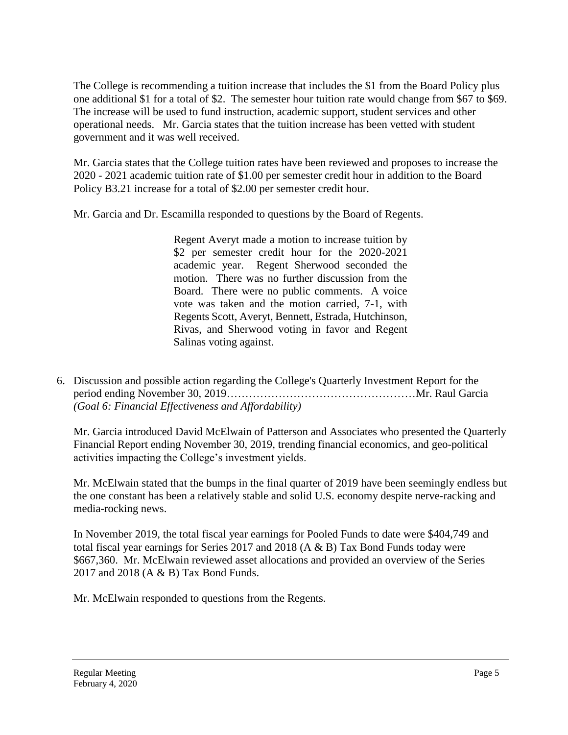The College is recommending a tuition increase that includes the $1 from the Board Policy plus one additional $1 for a total of $2. The semester hour tuition rate would change from $67 to $69. The increase will be used to fund instruction, academic support, student services and other operational needs. Mr. Garcia states that the tuition increase has been vetted with student government and it was well received.

Mr. Garcia states that the College tuition rates have been reviewed and proposes to increase the 2020 - 2021 academic tuition rate of $1.00 per semester credit hour in addition to the Board Policy B3.21 increase for a total of $2.00 per semester credit hour.

Mr. Garcia and Dr. Escamilla responded to questions by the Board of Regents.

> Regent Averyt made a motion to increase tuition by $2 per semester credit hour for the 2020-2021 academic year. Regent Sherwood seconded the motion. There was no further discussion from the Board. There were no public comments. A voice vote was taken and the motion carried, 7-1, with Regents Scott, Averyt, Bennett, Estrada, Hutchinson, Rivas, and Sherwood voting in favor and Regent Salinas voting against.

6. Discussion and possible action regarding the College's Quarterly Investment Report for the period ending November 30, 2019……………………………………………Mr. Raul Garcia
   *(Goal 6: Financial Effectiveness and Affordability)*

   Mr. Garcia introduced David McElwain of Patterson and Associates who presented the Quarterly Financial Report ending November 30, 2019, trending financial economics, and geo-political activities impacting the College's investment yields.

   Mr. McElwain stated that the bumps in the final quarter of 2019 have been seemingly endless but the one constant has been a relatively stable and solid U.S. economy despite nerve-racking and media-rocking news.

   In November 2019, the total fiscal year earnings for Pooled Funds to date were $404,749 and total fiscal year earnings for Series 2017 and 2018 (A & B) Tax Bond Funds today were $667,360. Mr. McElwain reviewed asset allocations and provided an overview of the Series 2017 and 2018 (A & B) Tax Bond Funds.

   Mr. McElwain responded to questions from the Regents.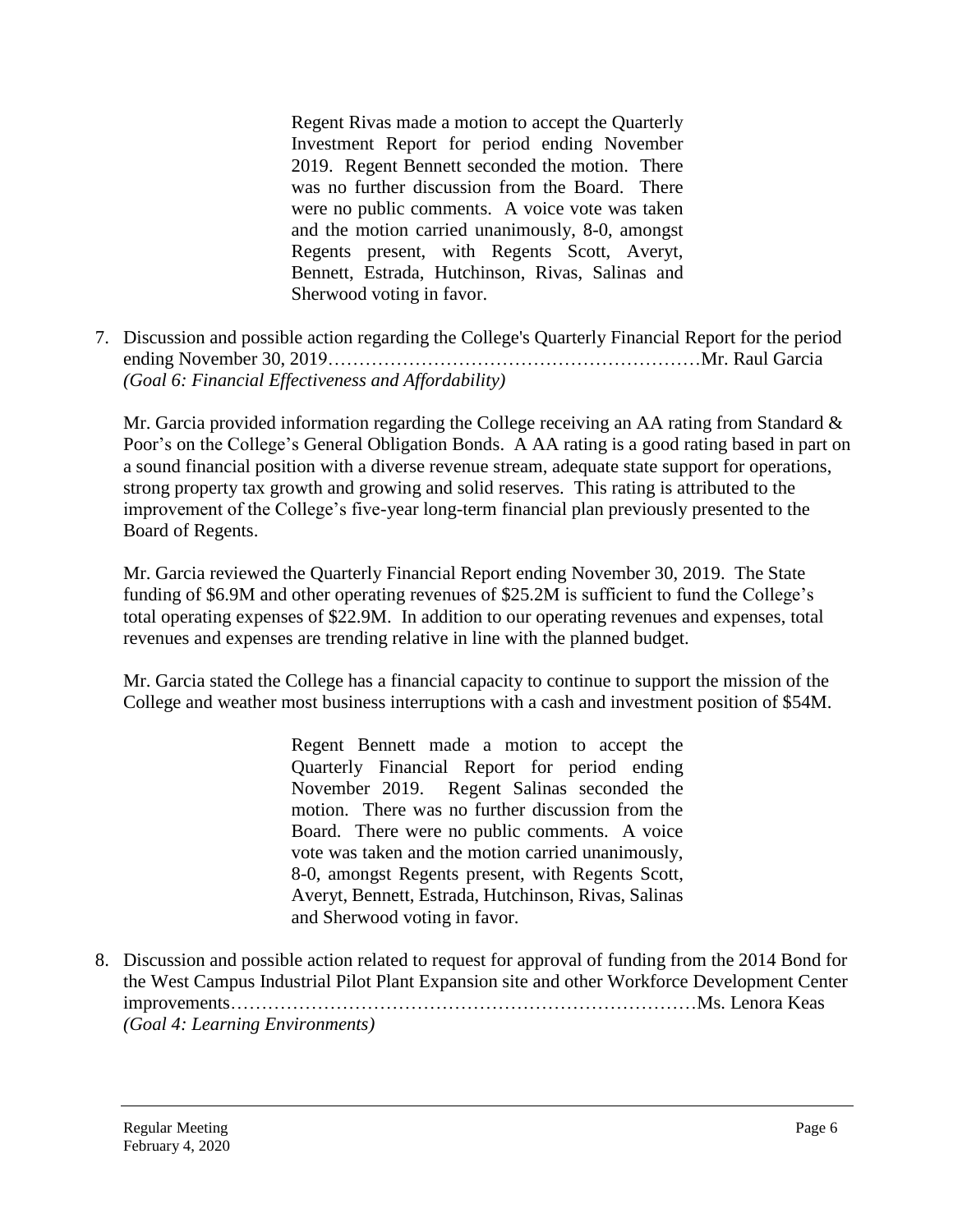> Regent Rivas made a motion to accept the Quarterly Investment Report for period ending November 2019. Regent Bennett seconded the motion. There was no further discussion from the Board. There were no public comments. A voice vote was taken and the motion carried unanimously, 8-0, amongst Regents present, with Regents Scott, Averyt, Bennett, Estrada, Hutchinson, Rivas, Salinas and Sherwood voting in favor.

7. Discussion and possible action regarding the College's Quarterly Financial Report for the period ending November 30, 2019……………………………………………………Mr. Raul Garcia
   *(Goal 6: Financial Effectiveness and Affordability)*

   Mr. Garcia provided information regarding the College receiving an AA rating from Standard & Poor's on the College's General Obligation Bonds. A AA rating is a good rating based in part on a sound financial position with a diverse revenue stream, adequate state support for operations, strong property tax growth and growing and solid reserves. This rating is attributed to the improvement of the College's five-year long-term financial plan previously presented to the Board of Regents.

   Mr. Garcia reviewed the Quarterly Financial Report ending November 30, 2019. The State funding of $6.9M and other operating revenues of $25.2M is sufficient to fund the College's total operating expenses of $22.9M. In addition to our operating revenues and expenses, total revenues and expenses are trending relative in line with the planned budget.

   Mr. Garcia stated the College has a financial capacity to continue to support the mission of the College and weather most business interruptions with a cash and investment position of $54M.

   > Regent Bennett made a motion to accept the Quarterly Financial Report for period ending November 2019. Regent Salinas seconded the motion. There was no further discussion from the Board. There were no public comments. A voice vote was taken and the motion carried unanimously, 8-0, amongst Regents present, with Regents Scott, Averyt, Bennett, Estrada, Hutchinson, Rivas, Salinas and Sherwood voting in favor.

8. Discussion and possible action related to request for approval of funding from the 2014 Bond for the West Campus Industrial Pilot Plant Expansion site and other Workforce Development Center improvements…………………………………………………………………Ms. Lenora Keas
   *(Goal 4: Learning Environments)*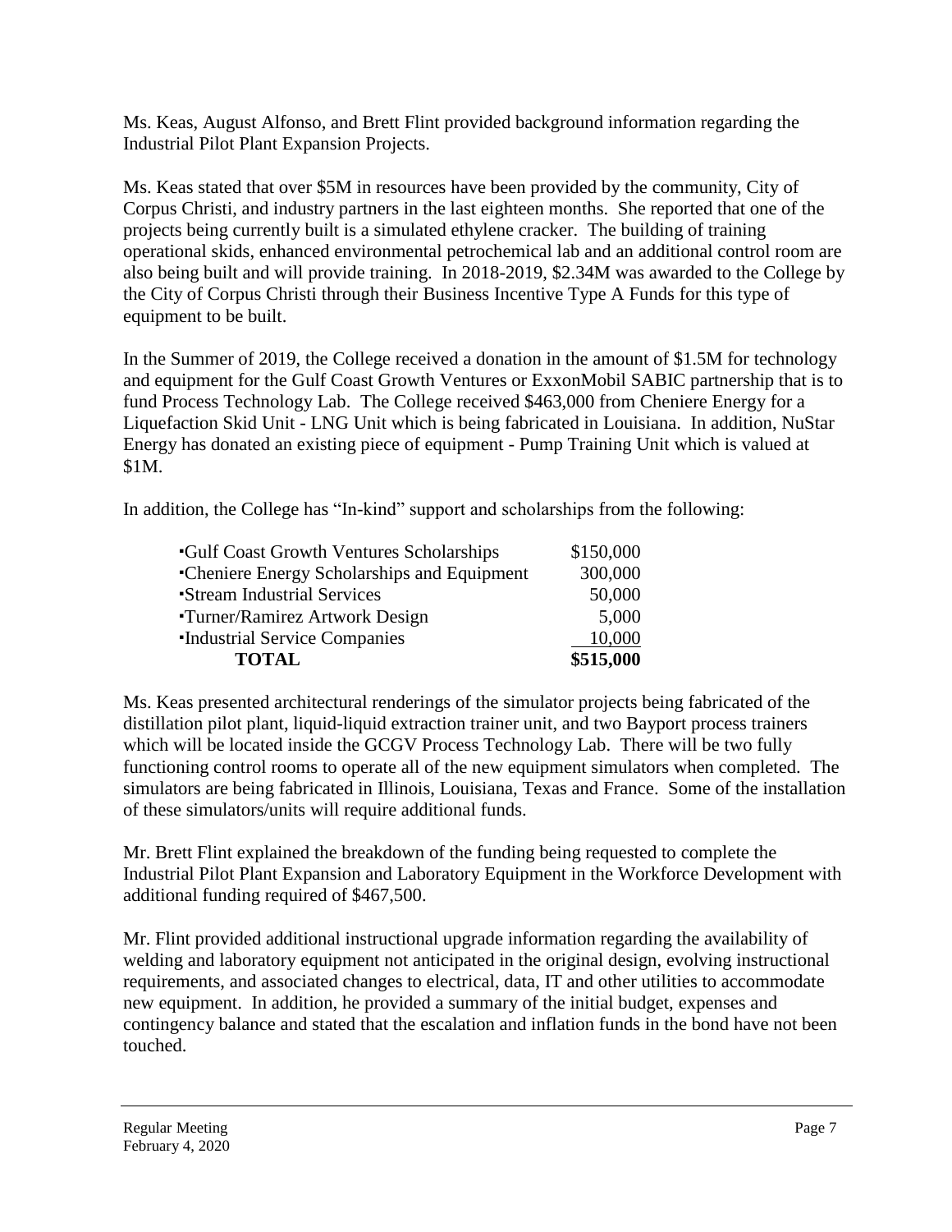Ms. Keas, August Alfonso, and Brett Flint provided background information regarding the Industrial Pilot Plant Expansion Projects.

Ms. Keas stated that over $5M in resources have been provided by the community, City of Corpus Christi, and industry partners in the last eighteen months. She reported that one of the projects being currently built is a simulated ethylene cracker. The building of training operational skids, enhanced environmental petrochemical lab and an additional control room are also being built and will provide training. In 2018-2019, $2.34M was awarded to the College by the City of Corpus Christi through their Business Incentive Type A Funds for this type of equipment to be built.

In the Summer of 2019, the College received a donation in the amount of $1.5M for technology and equipment for the Gulf Coast Growth Ventures or ExxonMobil SABIC partnership that is to fund Process Technology Lab. The College received $463,000 from Cheniere Energy for a Liquefaction Skid Unit - LNG Unit which is being fabricated in Louisiana. In addition, NuStar Energy has donated an existing piece of equipment - Pump Training Unit which is valued at $1M.

In addition, the College has "In-kind" support and scholarships from the following:

| | |
|---|---|
| ▪Gulf Coast Growth Ventures Scholarships | $150,000 |
| ▪Cheniere Energy Scholarships and Equipment | 300,000 |
| ▪Stream Industrial Services | 50,000 |
| ▪Turner/Ramirez Artwork Design | 5,000 |
| ▪Industrial Service Companies | 10,000 |
| **TOTAL** | **$515,000** |

Ms. Keas presented architectural renderings of the simulator projects being fabricated of the distillation pilot plant, liquid-liquid extraction trainer unit, and two Bayport process trainers which will be located inside the GCGV Process Technology Lab. There will be two fully functioning control rooms to operate all of the new equipment simulators when completed. The simulators are being fabricated in Illinois, Louisiana, Texas and France. Some of the installation of these simulators/units will require additional funds.

Mr. Brett Flint explained the breakdown of the funding being requested to complete the Industrial Pilot Plant Expansion and Laboratory Equipment in the Workforce Development with additional funding required of $467,500.

Mr. Flint provided additional instructional upgrade information regarding the availability of welding and laboratory equipment not anticipated in the original design, evolving instructional requirements, and associated changes to electrical, data, IT and other utilities to accommodate new equipment. In addition, he provided a summary of the initial budget, expenses and contingency balance and stated that the escalation and inflation funds in the bond have not been touched.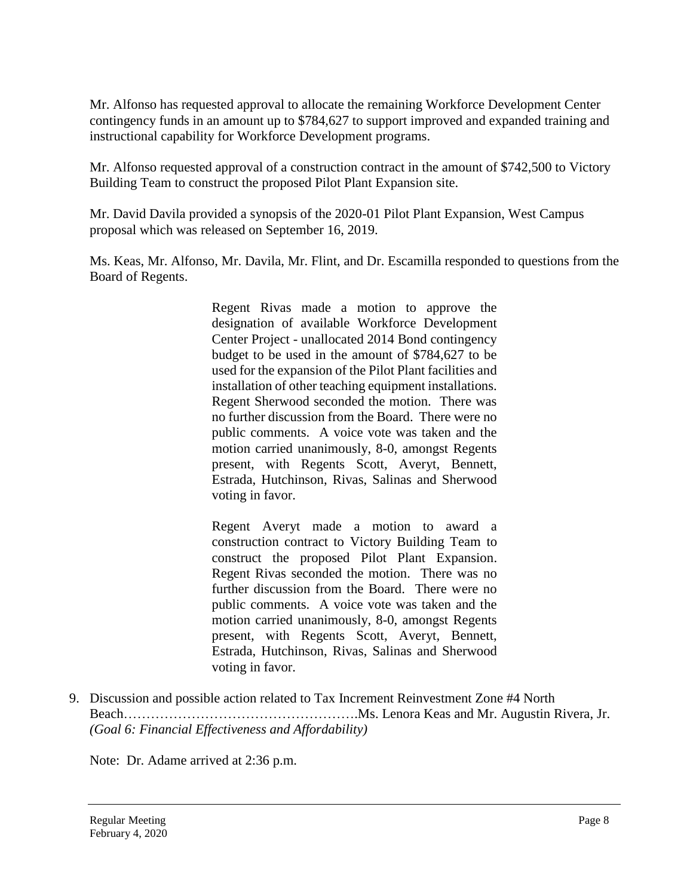Mr. Alfonso has requested approval to allocate the remaining Workforce Development Center contingency funds in an amount up to $784,627 to support improved and expanded training and instructional capability for Workforce Development programs.

Mr. Alfonso requested approval of a construction contract in the amount of $742,500 to Victory Building Team to construct the proposed Pilot Plant Expansion site.

Mr. David Davila provided a synopsis of the 2020-01 Pilot Plant Expansion, West Campus proposal which was released on September 16, 2019.

Ms. Keas, Mr. Alfonso, Mr. Davila, Mr. Flint, and Dr. Escamilla responded to questions from the Board of Regents.

> Regent Rivas made a motion to approve the designation of available Workforce Development Center Project - unallocated 2014 Bond contingency budget to be used in the amount of $784,627 to be used for the expansion of the Pilot Plant facilities and installation of other teaching equipment installations. Regent Sherwood seconded the motion. There was no further discussion from the Board. There were no public comments. A voice vote was taken and the motion carried unanimously, 8-0, amongst Regents present, with Regents Scott, Averyt, Bennett, Estrada, Hutchinson, Rivas, Salinas and Sherwood voting in favor.
>
> Regent Averyt made a motion to award a construction contract to Victory Building Team to construct the proposed Pilot Plant Expansion. Regent Rivas seconded the motion. There was no further discussion from the Board. There were no public comments. A voice vote was taken and the motion carried unanimously, 8-0, amongst Regents present, with Regents Scott, Averyt, Bennett, Estrada, Hutchinson, Rivas, Salinas and Sherwood voting in favor.

9. Discussion and possible action related to Tax Increment Reinvestment Zone #4 North Beach…………………………………………….Ms. Lenora Keas and Mr. Augustin Rivera, Jr. *(Goal 6: Financial Effectiveness and Affordability)*

   Note: Dr. Adame arrived at 2:36 p.m.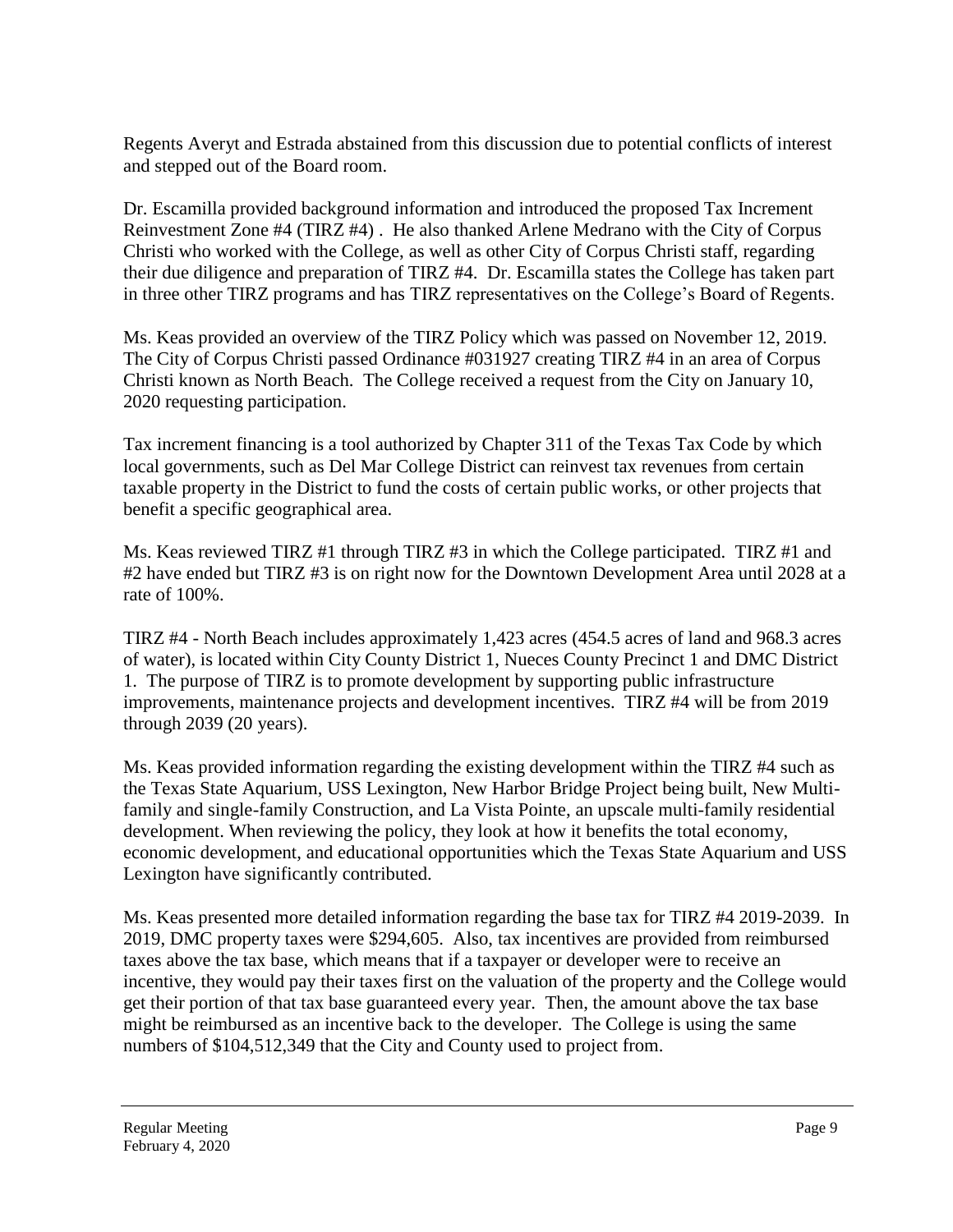Regents Averyt and Estrada abstained from this discussion due to potential conflicts of interest and stepped out of the Board room.

Dr. Escamilla provided background information and introduced the proposed Tax Increment Reinvestment Zone #4 (TIRZ #4) . He also thanked Arlene Medrano with the City of Corpus Christi who worked with the College, as well as other City of Corpus Christi staff, regarding their due diligence and preparation of TIRZ #4. Dr. Escamilla states the College has taken part in three other TIRZ programs and has TIRZ representatives on the College's Board of Regents.

Ms. Keas provided an overview of the TIRZ Policy which was passed on November 12, 2019. The City of Corpus Christi passed Ordinance #031927 creating TIRZ #4 in an area of Corpus Christi known as North Beach. The College received a request from the City on January 10, 2020 requesting participation.

Tax increment financing is a tool authorized by Chapter 311 of the Texas Tax Code by which local governments, such as Del Mar College District can reinvest tax revenues from certain taxable property in the District to fund the costs of certain public works, or other projects that benefit a specific geographical area.

Ms. Keas reviewed TIRZ #1 through TIRZ #3 in which the College participated. TIRZ #1 and #2 have ended but TIRZ #3 is on right now for the Downtown Development Area until 2028 at a rate of 100%.

TIRZ #4 - North Beach includes approximately 1,423 acres (454.5 acres of land and 968.3 acres of water), is located within City County District 1, Nueces County Precinct 1 and DMC District 1. The purpose of TIRZ is to promote development by supporting public infrastructure improvements, maintenance projects and development incentives. TIRZ #4 will be from 2019 through 2039 (20 years).

Ms. Keas provided information regarding the existing development within the TIRZ #4 such as the Texas State Aquarium, USS Lexington, New Harbor Bridge Project being built, New Multi-family and single-family Construction, and La Vista Pointe, an upscale multi-family residential development. When reviewing the policy, they look at how it benefits the total economy, economic development, and educational opportunities which the Texas State Aquarium and USS Lexington have significantly contributed.

Ms. Keas presented more detailed information regarding the base tax for TIRZ #4 2019-2039. In 2019, DMC property taxes were $294,605. Also, tax incentives are provided from reimbursed taxes above the tax base, which means that if a taxpayer or developer were to receive an incentive, they would pay their taxes first on the valuation of the property and the College would get their portion of that tax base guaranteed every year. Then, the amount above the tax base might be reimbursed as an incentive back to the developer. The College is using the same numbers of $104,512,349 that the City and County used to project from.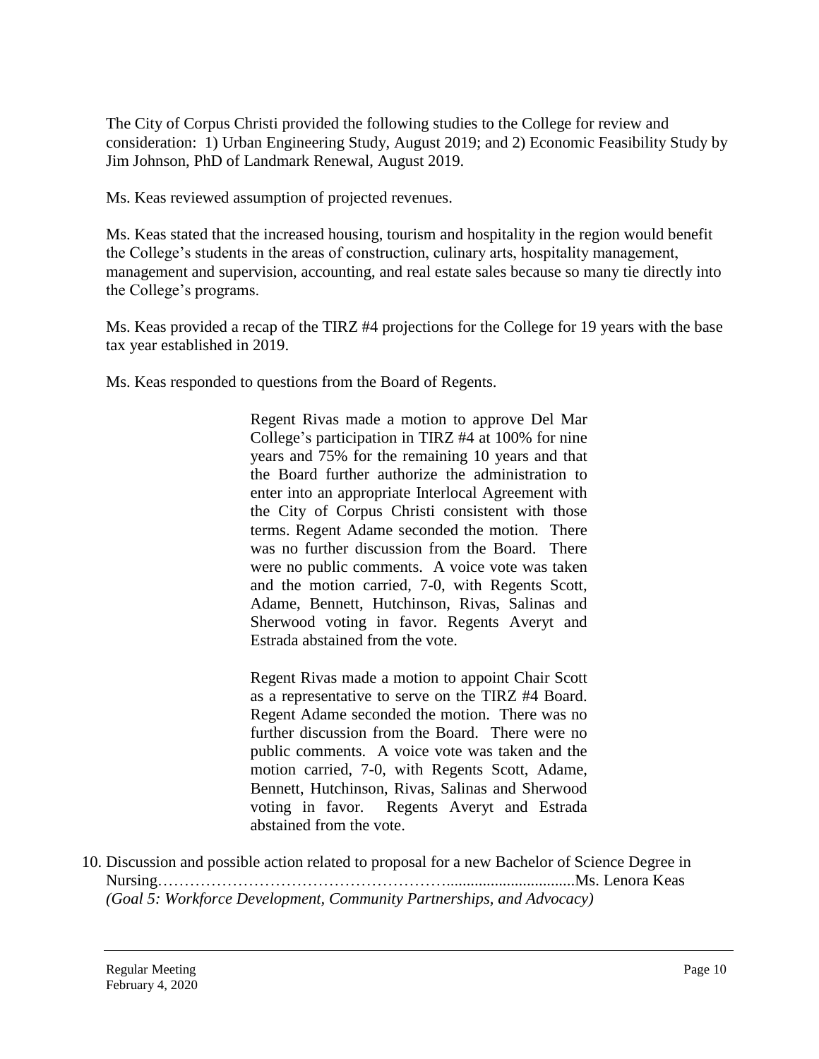The City of Corpus Christi provided the following studies to the College for review and consideration: 1) Urban Engineering Study, August 2019; and 2) Economic Feasibility Study by Jim Johnson, PhD of Landmark Renewal, August 2019.

Ms. Keas reviewed assumption of projected revenues.

Ms. Keas stated that the increased housing, tourism and hospitality in the region would benefit the College's students in the areas of construction, culinary arts, hospitality management, management and supervision, accounting, and real estate sales because so many tie directly into the College's programs.

Ms. Keas provided a recap of the TIRZ #4 projections for the College for 19 years with the base tax year established in 2019.

Ms. Keas responded to questions from the Board of Regents.

> Regent Rivas made a motion to approve Del Mar College's participation in TIRZ #4 at 100% for nine years and 75% for the remaining 10 years and that the Board further authorize the administration to enter into an appropriate Interlocal Agreement with the City of Corpus Christi consistent with those terms. Regent Adame seconded the motion. There was no further discussion from the Board. There were no public comments. A voice vote was taken and the motion carried, 7-0, with Regents Scott, Adame, Bennett, Hutchinson, Rivas, Salinas and Sherwood voting in favor. Regents Averyt and Estrada abstained from the vote.
>
> Regent Rivas made a motion to appoint Chair Scott as a representative to serve on the TIRZ #4 Board. Regent Adame seconded the motion. There was no further discussion from the Board. There were no public comments. A voice vote was taken and the motion carried, 7-0, with Regents Scott, Adame, Bennett, Hutchinson, Rivas, Salinas and Sherwood voting in favor. Regents Averyt and Estrada abstained from the vote.

10. Discussion and possible action related to proposal for a new Bachelor of Science Degree in Nursing……………………………………………...............................Ms. Lenora Keas
    *(Goal 5: Workforce Development, Community Partnerships, and Advocacy)*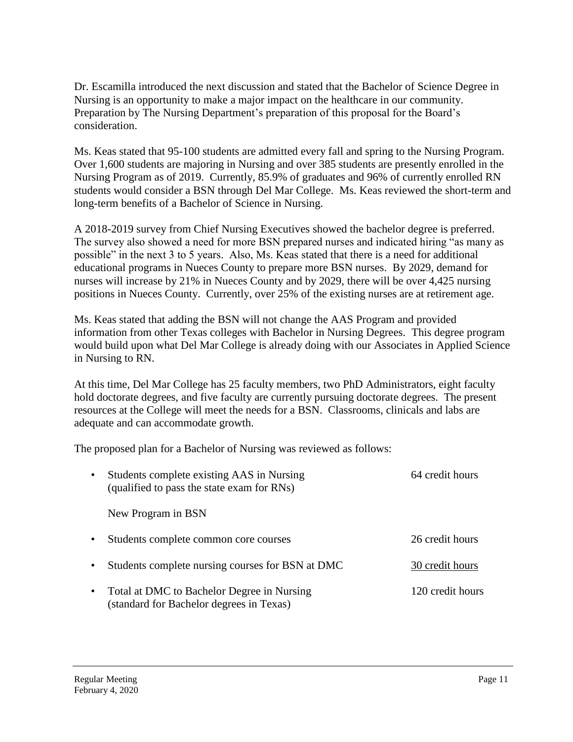Dr. Escamilla introduced the next discussion and stated that the Bachelor of Science Degree in Nursing is an opportunity to make a major impact on the healthcare in our community. Preparation by The Nursing Department's preparation of this proposal for the Board's consideration.

Ms. Keas stated that 95-100 students are admitted every fall and spring to the Nursing Program. Over 1,600 students are majoring in Nursing and over 385 students are presently enrolled in the Nursing Program as of 2019. Currently, 85.9% of graduates and 96% of currently enrolled RN students would consider a BSN through Del Mar College. Ms. Keas reviewed the short-term and long-term benefits of a Bachelor of Science in Nursing.

A 2018-2019 survey from Chief Nursing Executives showed the bachelor degree is preferred. The survey also showed a need for more BSN prepared nurses and indicated hiring "as many as possible" in the next 3 to 5 years. Also, Ms. Keas stated that there is a need for additional educational programs in Nueces County to prepare more BSN nurses. By 2029, demand for nurses will increase by 21% in Nueces County and by 2029, there will be over 4,425 nursing positions in Nueces County. Currently, over 25% of the existing nurses are at retirement age.

Ms. Keas stated that adding the BSN will not change the AAS Program and provided information from other Texas colleges with Bachelor in Nursing Degrees. This degree program would build upon what Del Mar College is already doing with our Associates in Applied Science in Nursing to RN.

At this time, Del Mar College has 25 faculty members, two PhD Administrators, eight faculty hold doctorate degrees, and five faculty are currently pursuing doctorate degrees. The present resources at the College will meet the needs for a BSN. Classrooms, clinicals and labs are adequate and can accommodate growth.

The proposed plan for a Bachelor of Nursing was reviewed as follows:

| | |
|---|---|
| • Students complete existing AAS in Nursing (qualified to pass the state exam for RNs) | 64 credit hours |
| New Program in BSN | |
| • Students complete common core courses | 26 credit hours |
| • Students complete nursing courses for BSN at DMC | 30 credit hours |
| • Total at DMC to Bachelor Degree in Nursing (standard for Bachelor degrees in Texas) | 120 credit hours |

Regular Meeting
February 4, 2020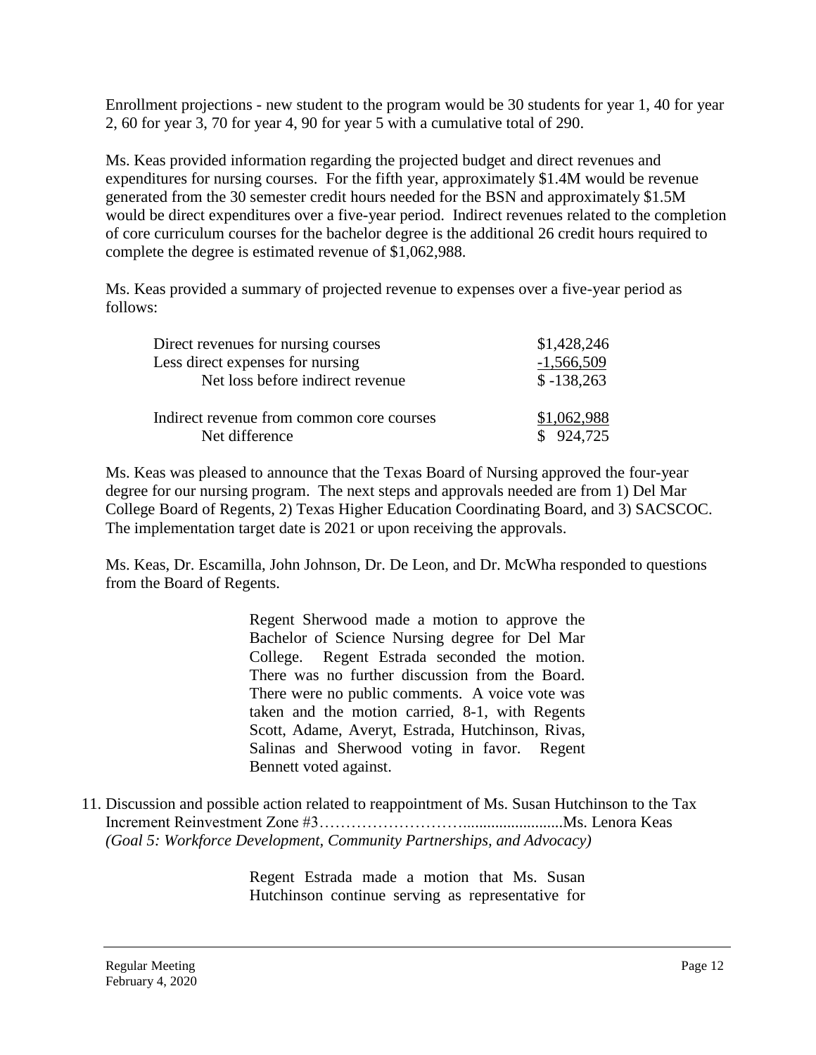Enrollment projections - new student to the program would be 30 students for year 1, 40 for year 2, 60 for year 3, 70 for year 4, 90 for year 5 with a cumulative total of 290.

Ms. Keas provided information regarding the projected budget and direct revenues and expenditures for nursing courses. For the fifth year, approximately $1.4M would be revenue generated from the 30 semester credit hours needed for the BSN and approximately $1.5M would be direct expenditures over a five-year period. Indirect revenues related to the completion of core curriculum courses for the bachelor degree is the additional 26 credit hours required to complete the degree is estimated revenue of $1,062,988.

Ms. Keas provided a summary of projected revenue to expenses over a five-year period as follows:

| | |
|---|---|
| Direct revenues for nursing courses | $1,428,246 |
| Less direct expenses for nursing | -1,566,509 |
| Net loss before indirect revenue | $ -138,263 |
| | |
| Indirect revenue from common core courses | $1,062,988 |
| Net difference | $ 924,725 |

Ms. Keas was pleased to announce that the Texas Board of Nursing approved the four-year degree for our nursing program. The next steps and approvals needed are from 1) Del Mar College Board of Regents, 2) Texas Higher Education Coordinating Board, and 3) SACSCOC. The implementation target date is 2021 or upon receiving the approvals.

Ms. Keas, Dr. Escamilla, John Johnson, Dr. De Leon, and Dr. McWha responded to questions from the Board of Regents.

> Regent Sherwood made a motion to approve the Bachelor of Science Nursing degree for Del Mar College. Regent Estrada seconded the motion. There was no further discussion from the Board. There were no public comments. A voice vote was taken and the motion carried, 8-1, with Regents Scott, Adame, Averyt, Estrada, Hutchinson, Rivas, Salinas and Sherwood voting in favor. Regent Bennett voted against.

11. Discussion and possible action related to reappointment of Ms. Susan Hutchinson to the Tax Increment Reinvestment Zone #3……………………........................Ms. Lenora Keas
*(Goal 5: Workforce Development, Community Partnerships, and Advocacy)*

> Regent Estrada made a motion that Ms. Susan Hutchinson continue serving as representative for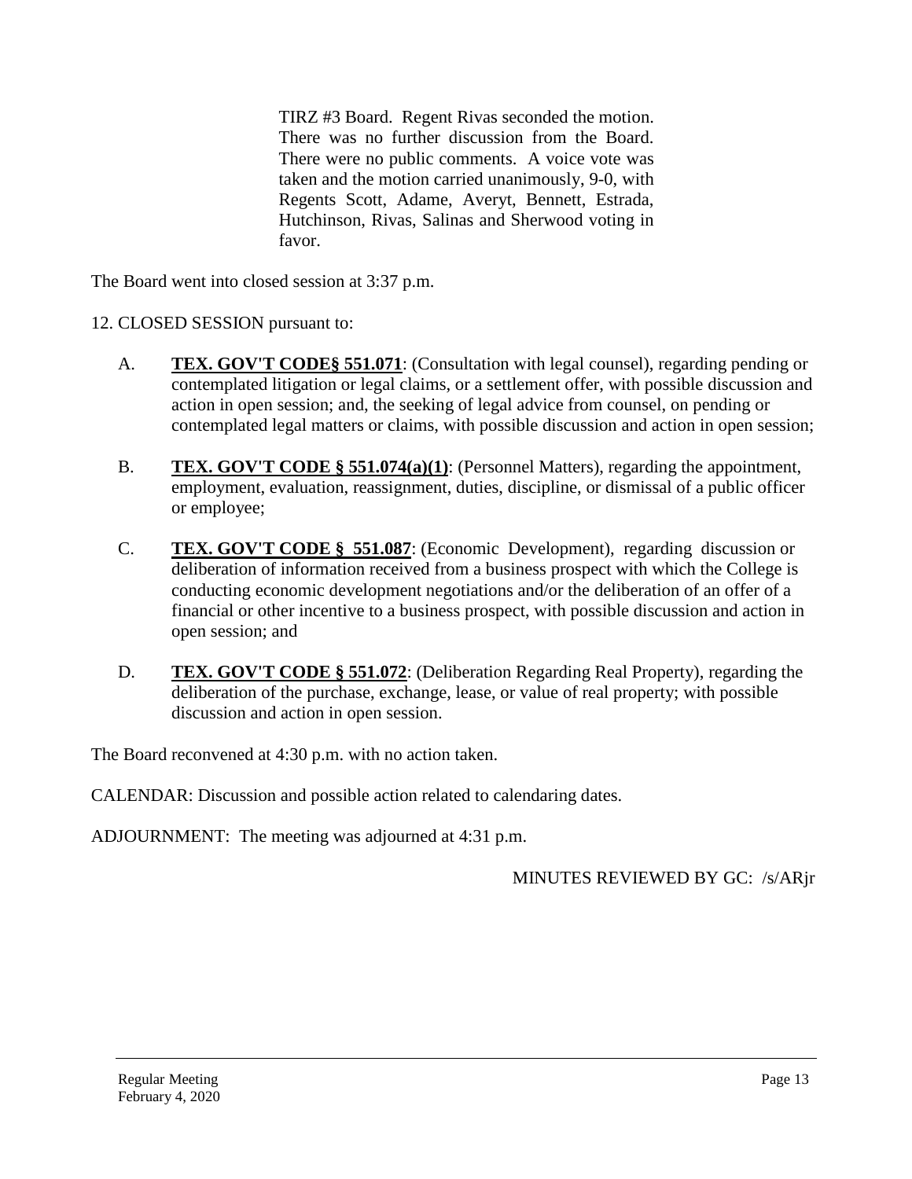TIRZ #3 Board. Regent Rivas seconded the motion. There was no further discussion from the Board. There were no public comments. A voice vote was taken and the motion carried unanimously, 9-0, with Regents Scott, Adame, Averyt, Bennett, Estrada, Hutchinson, Rivas, Salinas and Sherwood voting in favor.

The Board went into closed session at 3:37 p.m.

12. CLOSED SESSION pursuant to:

A. **TEX. GOV'T CODE§ 551.071**: (Consultation with legal counsel), regarding pending or contemplated litigation or legal claims, or a settlement offer, with possible discussion and action in open session; and, the seeking of legal advice from counsel, on pending or contemplated legal matters or claims, with possible discussion and action in open session;

B. **TEX. GOV'T CODE § 551.074(a)(1)**: (Personnel Matters), regarding the appointment, employment, evaluation, reassignment, duties, discipline, or dismissal of a public officer or employee;

C. **TEX. GOV'T CODE § 551.087**: (Economic Development), regarding discussion or deliberation of information received from a business prospect with which the College is conducting economic development negotiations and/or the deliberation of an offer of a financial or other incentive to a business prospect, with possible discussion and action in open session; and

D. **TEX. GOV'T CODE § 551.072**: (Deliberation Regarding Real Property), regarding the deliberation of the purchase, exchange, lease, or value of real property; with possible discussion and action in open session.

The Board reconvened at 4:30 p.m. with no action taken.

CALENDAR: Discussion and possible action related to calendaring dates.

ADJOURNMENT: The meeting was adjourned at 4:31 p.m.

MINUTES REVIEWED BY GC: /s/ARjr